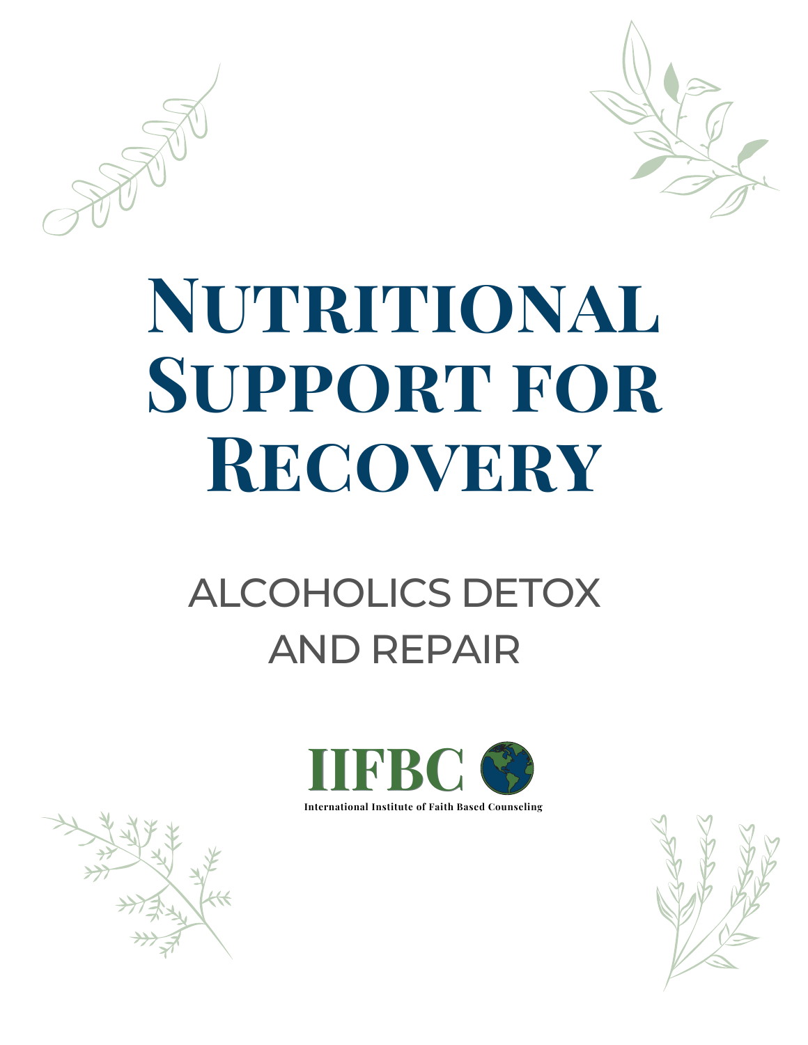# Nutritional Support for Recovery

## ALCOHOLICS DETOX AND REPAIR

IIFBC

International Institute of Faith Based Counseling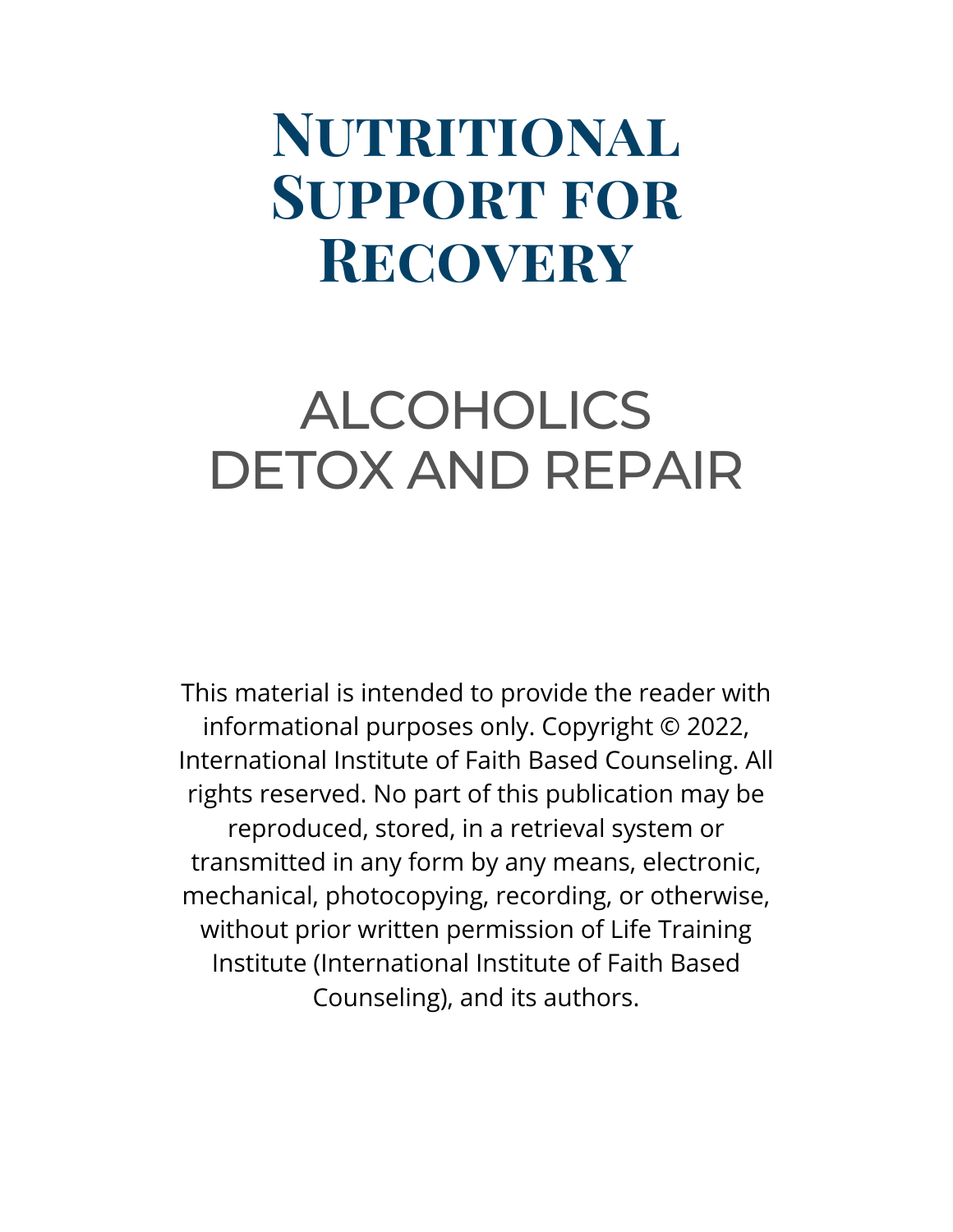# Nutritional Support for Recovery

## ALCOHOLICS DETOX AND REPAIR

This material is intended to provide the reader with informational purposes only. Copyright © 2022, International Institute of Faith Based Counseling. All rights reserved. No part of this publication may be reproduced, stored, in a retrieval system or transmitted in any form by any means, electronic, mechanical, photocopying, recording, or otherwise, without prior written permission of Life Training Institute (International Institute of Faith Based Counseling), and its authors.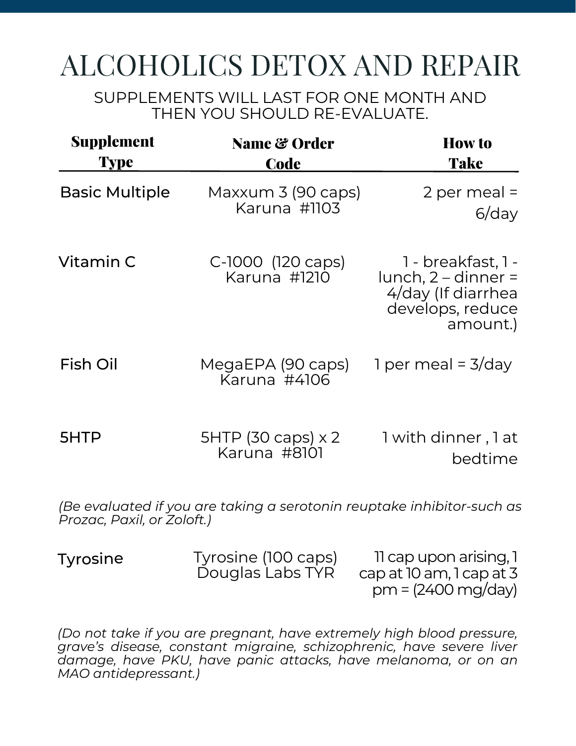# ALCOHOLICS DETOX AND REPAIR

SUPPLEMENTS WILL LAST FOR ONE MONTH AND THEN YOU SHOULD RE-EVALUATE.

| Supplement Type | Name & Order Code | How to Take |
|---|---|---|
| Basic Multiple | Maxxum 3 (90 caps) Karuna #1103 | 2 per meal = 6/day |
| Vitamin C | C-1000 (120 caps) Karuna #1210 | 1 - breakfast, 1 - lunch, 2 – dinner = 4/day (If diarrhea develops, reduce amount.) |
| Fish Oil | MegaEPA (90 caps) Karuna #4106 | 1 per meal = 3/day |
| 5HTP | 5HTP (30 caps) x 2 Karuna #8101 | 1 with dinner , 1 at bedtime |

*(Be evaluated if you are taking a serotonin reuptake inhibitor-such as Prozac, Paxil, or Zoloft.)*

| Supplement Type | Name & Order Code | How to Take |
|---|---|---|
| Tyrosine | Tyrosine (100 caps) Douglas Labs TYR | 11 cap upon arising, 1 cap at 10 am, 1 cap at 3 pm = (2400 mg/day) |

*(Do not take if you are pregnant, have extremely high blood pressure, grave's disease, constant migraine, schizophrenic, have severe liver damage, have PKU, have panic attacks, have melanoma, or on an MAO antidepressant.)*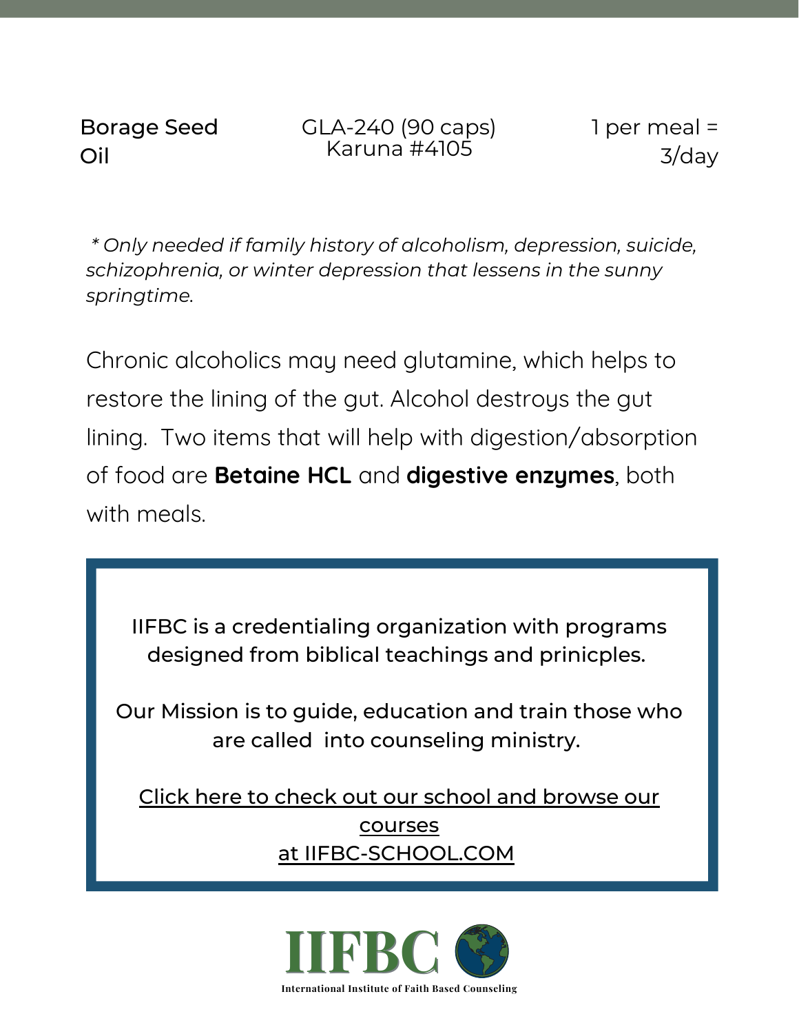| | | |
|---|---|---|
| Borage Seed Oil | GLA-240 (90 caps) Karuna #4105 | 1 per meal = 3/day |

*\* Only needed if family history of alcoholism, depression, suicide, schizophrenia, or winter depression that lessens in the sunny springtime.*

Chronic alcoholics may need glutamine, which helps to restore the lining of the gut. Alcohol destroys the gut lining. Two items that will help with digestion/absorption of food are **Betaine HCL** and **digestive enzymes**, both with meals.

IIFBC is a credentialing organization with programs designed from biblical teachings and prinicples.

Our Mission is to guide, education and train those who are called into counseling ministry.

Click here to check out our school and browse our courses at IIFBC-SCHOOL.COM

IIFBC

International Institute of Faith Based Counseling